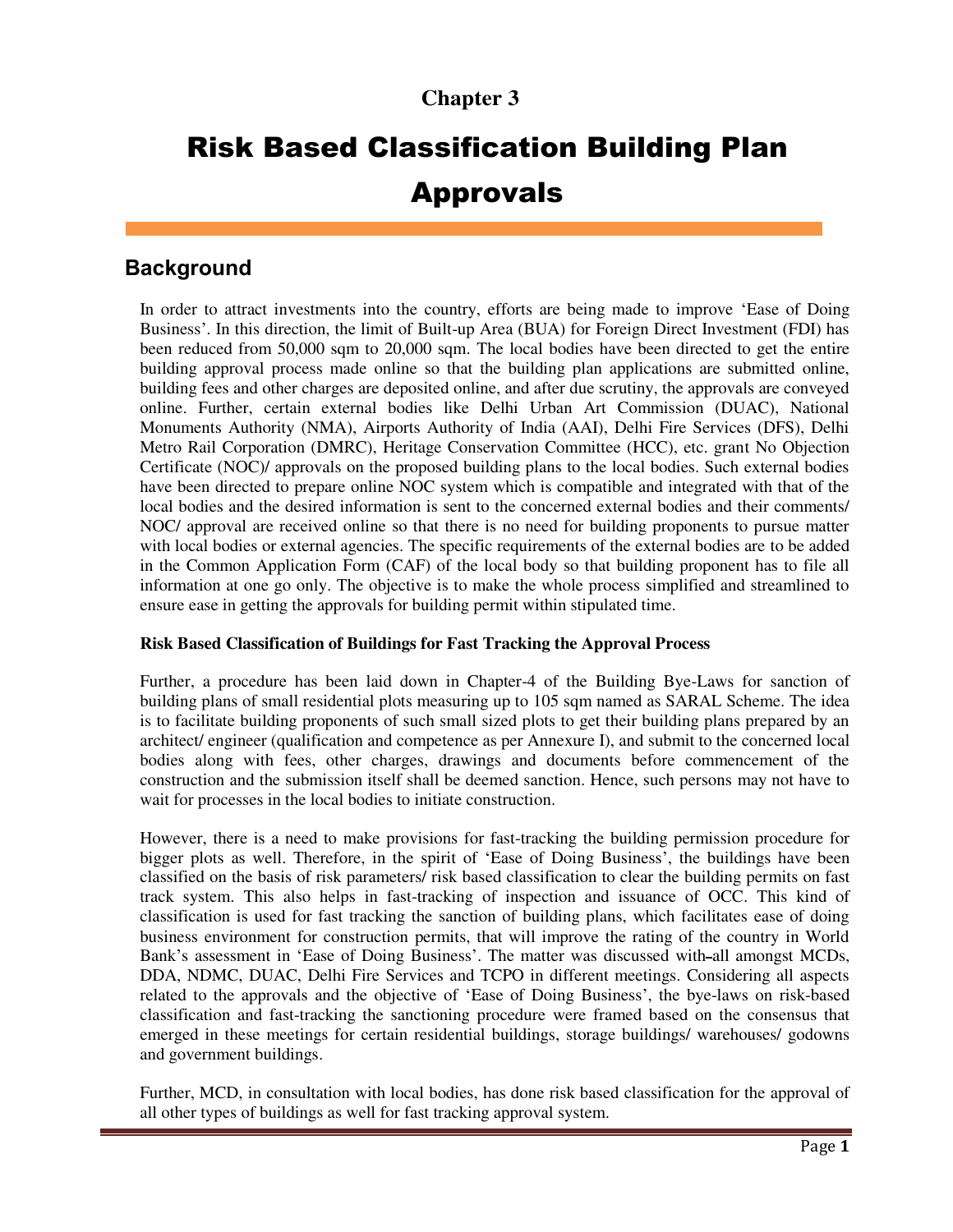**Chapter 3**

# Risk Based Classification Building Plan Approvals

## Background

In order to attract investments into the country, efforts are being made to improve 'Ease of Doing Business'. In this direction, the limit of Built-up Area (BUA) for Foreign Direct Investment (FDI) has been reduced from 50,000 sqm to 20,000 sqm. The local bodies have been directed to get the entire building approval process made online so that the building plan applications are submitted online, building fees and other charges are deposited online, and after due scrutiny, the approvals are conveyed online. Further, certain external bodies like Delhi Urban Art Commission (DUAC), National Monuments Authority (NMA), Airports Authority of India (AAI), Delhi Fire Services (DFS), Delhi Metro Rail Corporation (DMRC), Heritage Conservation Committee (HCC), etc. grant No Objection Certificate (NOC)/ approvals on the proposed building plans to the local bodies. Such external bodies have been directed to prepare online NOC system which is compatible and integrated with that of the local bodies and the desired information is sent to the concerned external bodies and their comments/ NOC/ approval are received online so that there is no need for building proponents to pursue matter with local bodies or external agencies. The specific requirements of the external bodies are to be added in the Common Application Form (CAF) of the local body so that building proponent has to file all information at one go only. The objective is to make the whole process simplified and streamlined to ensure ease in getting the approvals for building permit within stipulated time.

**Risk Based Classification of Buildings for Fast Tracking the Approval Process**

Further, a procedure has been laid down in Chapter-4 of the Building Bye-Laws for sanction of building plans of small residential plots measuring up to 105 sqm named as SARAL Scheme. The idea is to facilitate building proponents of such small sized plots to get their building plans prepared by an architect/ engineer (qualification and competence as per Annexure I), and submit to the concerned local bodies along with fees, other charges, drawings and documents before commencement of the construction and the submission itself shall be deemed sanction. Hence, such persons may not have to wait for processes in the local bodies to initiate construction.

However, there is a need to make provisions for fast-tracking the building permission procedure for bigger plots as well. Therefore, in the spirit of 'Ease of Doing Business', the buildings have been classified on the basis of risk parameters/ risk based classification to clear the building permits on fast track system. This also helps in fast-tracking of inspection and issuance of OCC. This kind of classification is used for fast tracking the sanction of building plans, which facilitates ease of doing business environment for construction permits, that will improve the rating of the country in World Bank's assessment in 'Ease of Doing Business'. The matter was discussed with all amongst MCDs, DDA, NDMC, DUAC, Delhi Fire Services and TCPO in different meetings. Considering all aspects related to the approvals and the objective of 'Ease of Doing Business', the bye-laws on risk-based classification and fast-tracking the sanctioning procedure were framed based on the consensus that emerged in these meetings for certain residential buildings, storage buildings/ warehouses/ godowns and government buildings.

Further, MCD, in consultation with local bodies, has done risk based classification for the approval of all other types of buildings as well for fast tracking approval system.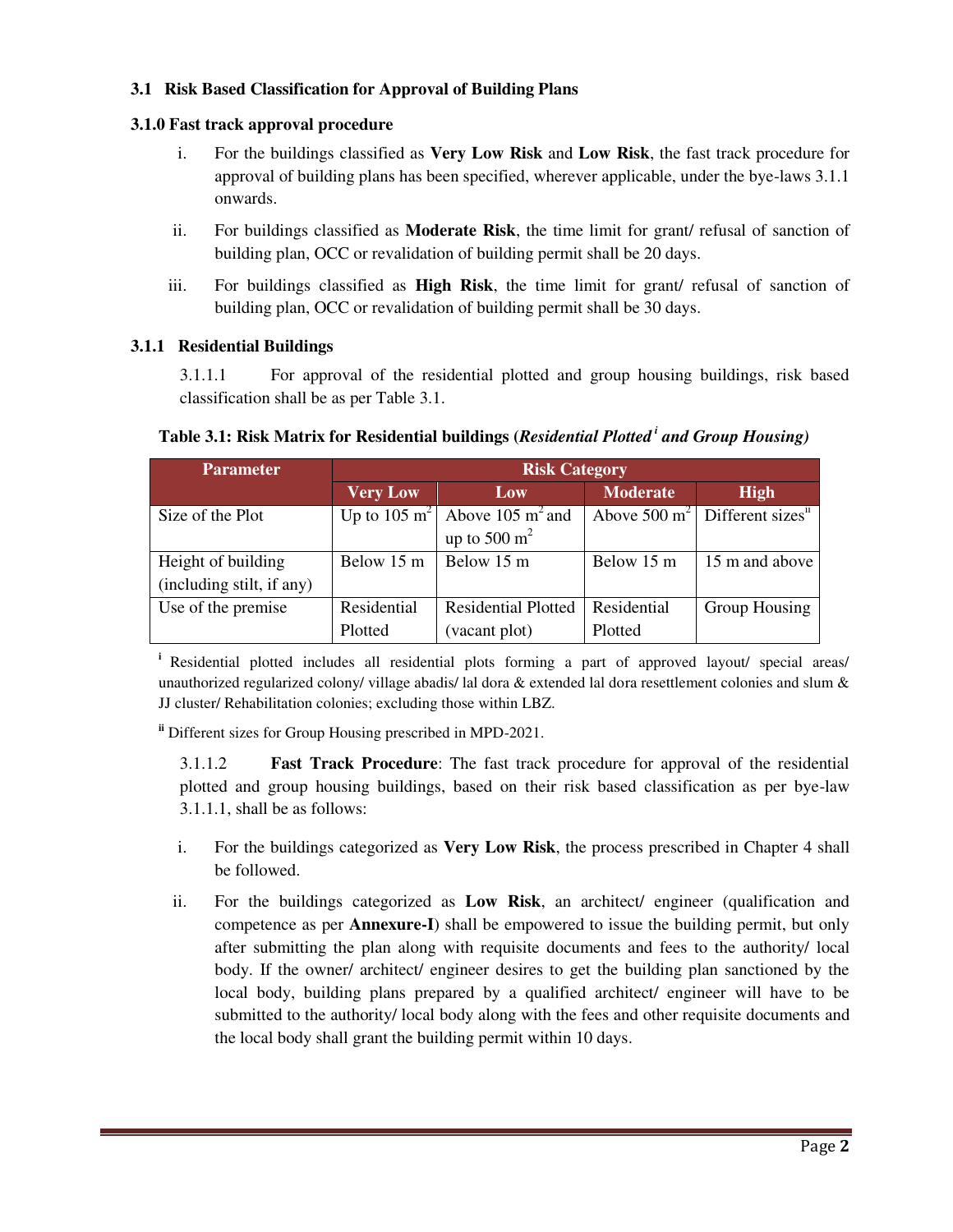### 3.1 Risk Based Classification for Approval of Building Plans

#### 3.1.0 Fast track approval procedure

i. For the buildings classified as **Very Low Risk** and **Low Risk**, the fast track procedure for approval of building plans has been specified, wherever applicable, under the bye-laws 3.1.1 onwards.

ii. For buildings classified as **Moderate Risk**, the time limit for grant/ refusal of sanction of building plan, OCC or revalidation of building permit shall be 20 days.

iii. For buildings classified as **High Risk**, the time limit for grant/ refusal of sanction of building plan, OCC or revalidation of building permit shall be 30 days.

#### 3.1.1 Residential Buildings

3.1.1.1 For approval of the residential plotted and group housing buildings, risk based classification shall be as per Table 3.1.

**Table 3.1: Risk Matrix for Residential buildings (*Residential Plotted*[i] *and Group Housing)***

| Parameter | Risk Category | | | |
|---|---|---|---|---|
| | Very Low | Low | Moderate | High |
| Size of the Plot | Up to 105 $m^2$ | Above 105 $m^2$ and up to 500 $m^2$ | Above 500 $m^2$ | Different sizes[ii] |
| Height of building (including stilt, if any) | Below 15 m | Below 15 m | Below 15 m | 15 m and above |
| Use of the premise | Residential Plotted | Residential Plotted (vacant plot) | Residential Plotted | Group Housing |

[i] Residential plotted includes all residential plots forming a part of approved layout/ special areas/ unauthorized regularized colony/ village abadis/ lal dora & extended lal dora resettlement colonies and slum & JJ cluster/ Rehabilitation colonies; excluding those within LBZ.

[ii] Different sizes for Group Housing prescribed in MPD-2021.

3.1.1.2 **Fast Track Procedure**: The fast track procedure for approval of the residential plotted and group housing buildings, based on their risk based classification as per bye-law 3.1.1.1, shall be as follows:

i. For the buildings categorized as **Very Low Risk**, the process prescribed in Chapter 4 shall be followed.

ii. For the buildings categorized as **Low Risk**, an architect/ engineer (qualification and competence as per **Annexure-I**) shall be empowered to issue the building permit, but only after submitting the plan along with requisite documents and fees to the authority/ local body. If the owner/ architect/ engineer desires to get the building plan sanctioned by the local body, building plans prepared by a qualified architect/ engineer will have to be submitted to the authority/ local body along with the fees and other requisite documents and the local body shall grant the building permit within 10 days.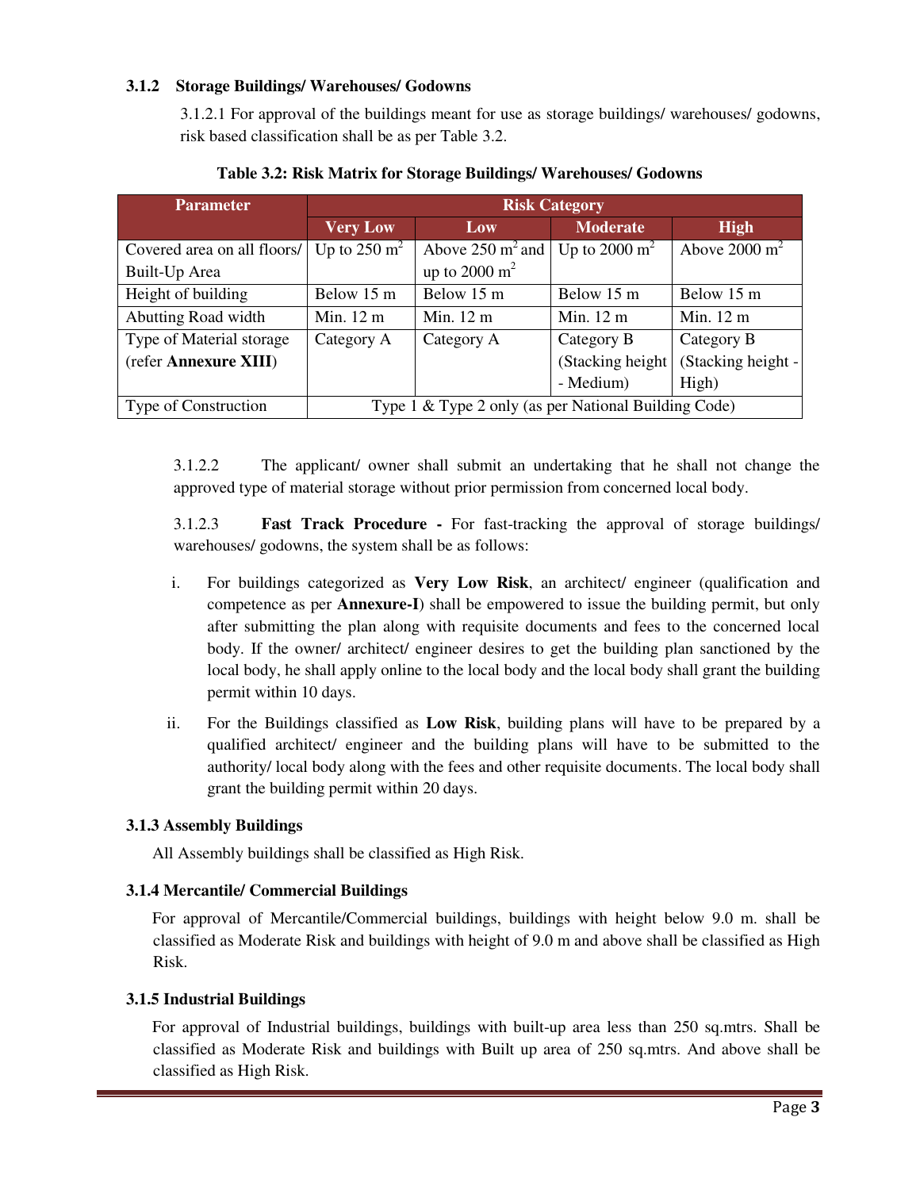### 3.1.2 Storage Buildings/ Warehouses/ Godowns

3.1.2.1 For approval of the buildings meant for use as storage buildings/ warehouses/ godowns, risk based classification shall be as per Table 3.2.

**Table 3.2: Risk Matrix for Storage Buildings/ Warehouses/ Godowns**

| Parameter | Risk Category | | | |
|---|---|---|---|---|
| | Very Low | Low | Moderate | High |
| Covered area on all floors/ Built-Up Area | Up to 250 $m^2$ | Above 250 $m^2$ and up to 2000 $m^2$ | Up to 2000 $m^2$ | Above 2000 $m^2$ |
| Height of building | Below 15 m | Below 15 m | Below 15 m | Below 15 m |
| Abutting Road width | Min. 12 m | Min. 12 m | Min. 12 m | Min. 12 m |
| Type of Material storage (refer **Annexure XIII**) | Category A | Category A | Category B (Stacking height - Medium) | Category B (Stacking height - High) |
| Type of Construction | Type 1 & Type 2 only (as per National Building Code) | | | |

3.1.2.2 The applicant/ owner shall submit an undertaking that he shall not change the approved type of material storage without prior permission from concerned local body.

3.1.2.3 **Fast Track Procedure -** For fast-tracking the approval of storage buildings/ warehouses/ godowns, the system shall be as follows:

i. For buildings categorized as **Very Low Risk**, an architect/ engineer (qualification and competence as per **Annexure-I**) shall be empowered to issue the building permit, but only after submitting the plan along with requisite documents and fees to the concerned local body. If the owner/ architect/ engineer desires to get the building plan sanctioned by the local body, he shall apply online to the local body and the local body shall grant the building permit within 10 days.

ii. For the Buildings classified as **Low Risk**, building plans will have to be prepared by a qualified architect/ engineer and the building plans will have to be submitted to the authority/ local body along with the fees and other requisite documents. The local body shall grant the building permit within 20 days.

### 3.1.3 Assembly Buildings

All Assembly buildings shall be classified as High Risk.

### 3.1.4 Mercantile/ Commercial Buildings

For approval of Mercantile/Commercial buildings, buildings with height below 9.0 m. shall be classified as Moderate Risk and buildings with height of 9.0 m and above shall be classified as High Risk.

### 3.1.5 Industrial Buildings

For approval of Industrial buildings, buildings with built-up area less than 250 sq.mtrs. Shall be classified as Moderate Risk and buildings with Built up area of 250 sq.mtrs. And above shall be classified as High Risk.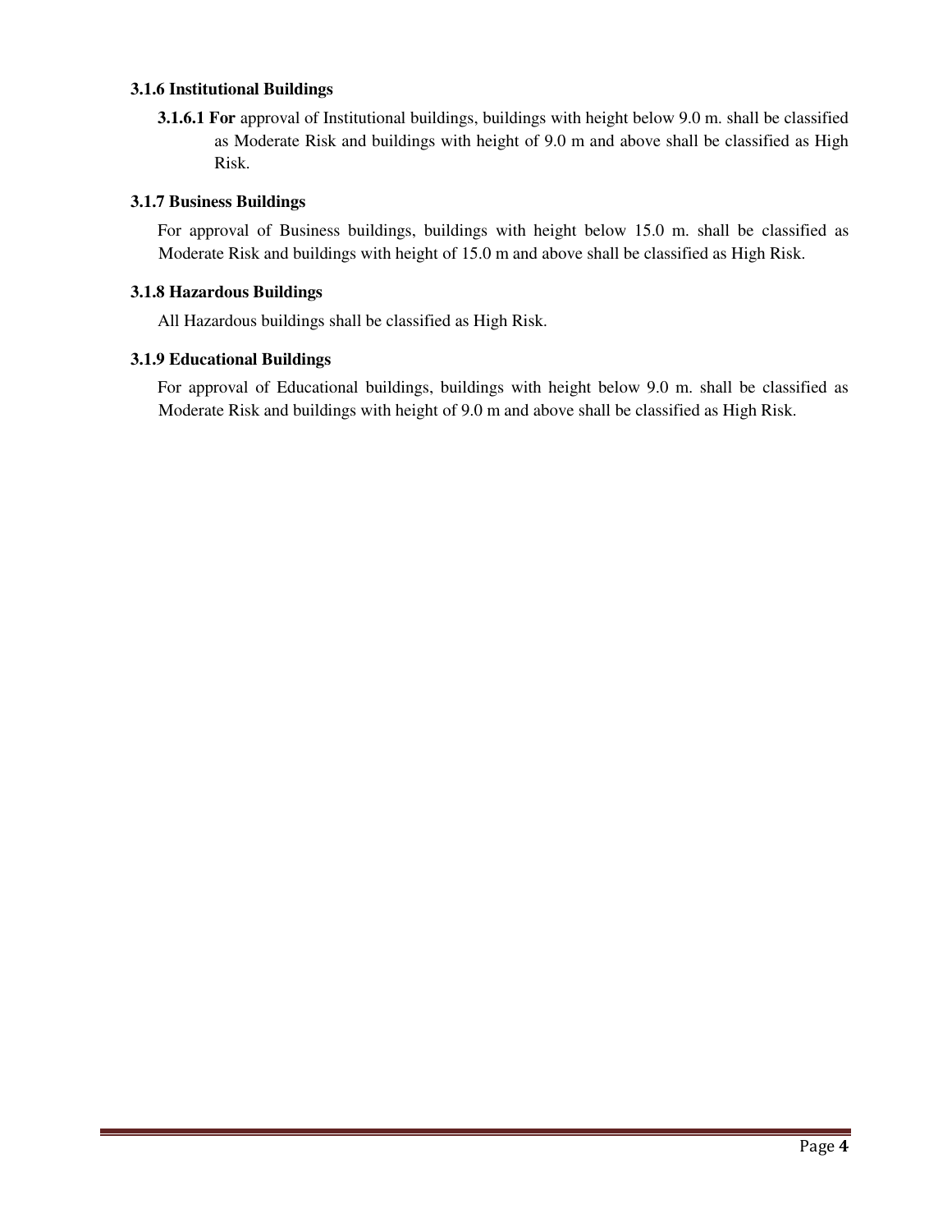### 3.1.6 Institutional Buildings

**3.1.6.1 For** approval of Institutional buildings, buildings with height below 9.0 m. shall be classified as Moderate Risk and buildings with height of 9.0 m and above shall be classified as High Risk.

### 3.1.7 Business Buildings

For approval of Business buildings, buildings with height below 15.0 m. shall be classified as Moderate Risk and buildings with height of 15.0 m and above shall be classified as High Risk.

### 3.1.8 Hazardous Buildings

All Hazardous buildings shall be classified as High Risk.

### 3.1.9 Educational Buildings

For approval of Educational buildings, buildings with height below 9.0 m. shall be classified as Moderate Risk and buildings with height of 9.0 m and above shall be classified as High Risk.